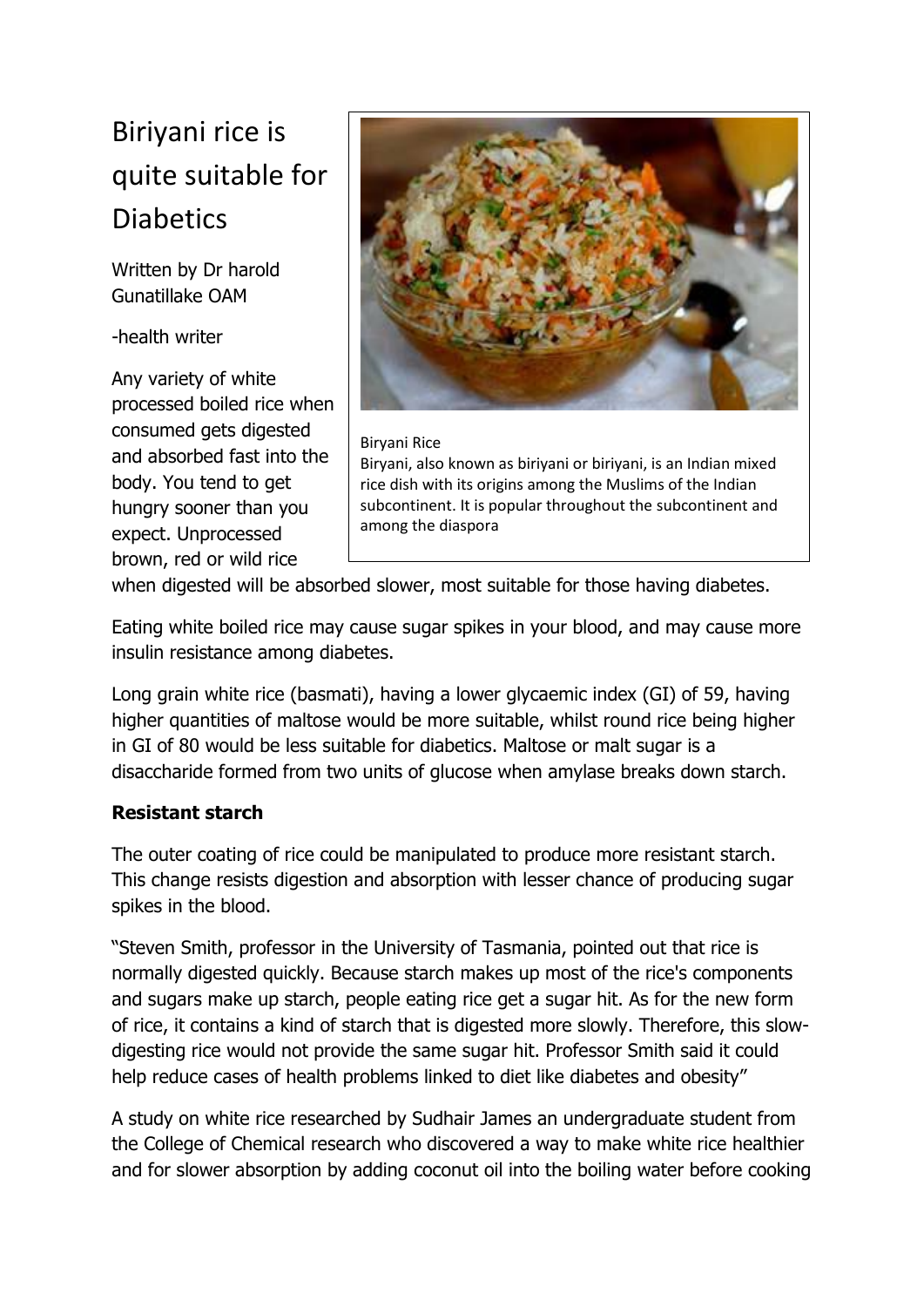# Biriyani rice is quite suitable for Diabetics

Written by Dr harold Gunatillake OAM

-health writer

Biryani Rice

Biryani, also known as biriyani or biriyani, is an Indian mixed rice dish with its origins among the Muslims of the Indian subcontinent. It is popular throughout the subcontinent and among the diaspora

Any variety of white processed boiled rice when consumed gets digested and absorbed fast into the body. You tend to get hungry sooner than you expect. Unprocessed brown, red or wild rice when digested will be absorbed slower, most suitable for those having diabetes.

Eating white boiled rice may cause sugar spikes in your blood, and may cause more insulin resistance among diabetes.

Long grain white rice (basmati), having a lower glycaemic index (GI) of 59, having higher quantities of maltose would be more suitable, whilst round rice being higher in GI of 80 would be less suitable for diabetics. Maltose or malt sugar is a disaccharide formed from two units of glucose when amylase breaks down starch.

**Resistant starch**

The outer coating of rice could be manipulated to produce more resistant starch. This change resists digestion and absorption with lesser chance of producing sugar spikes in the blood.

"Steven Smith, professor in the University of Tasmania, pointed out that rice is normally digested quickly. Because starch makes up most of the rice's components and sugars make up starch, people eating rice get a sugar hit. As for the new form of rice, it contains a kind of starch that is digested more slowly. Therefore, this slow-digesting rice would not provide the same sugar hit. Professor Smith said it could help reduce cases of health problems linked to diet like diabetes and obesity"

A study on white rice researched by Sudhair James an undergraduate student from the College of Chemical research who discovered a way to make white rice healthier and for slower absorption by adding coconut oil into the boiling water before cooking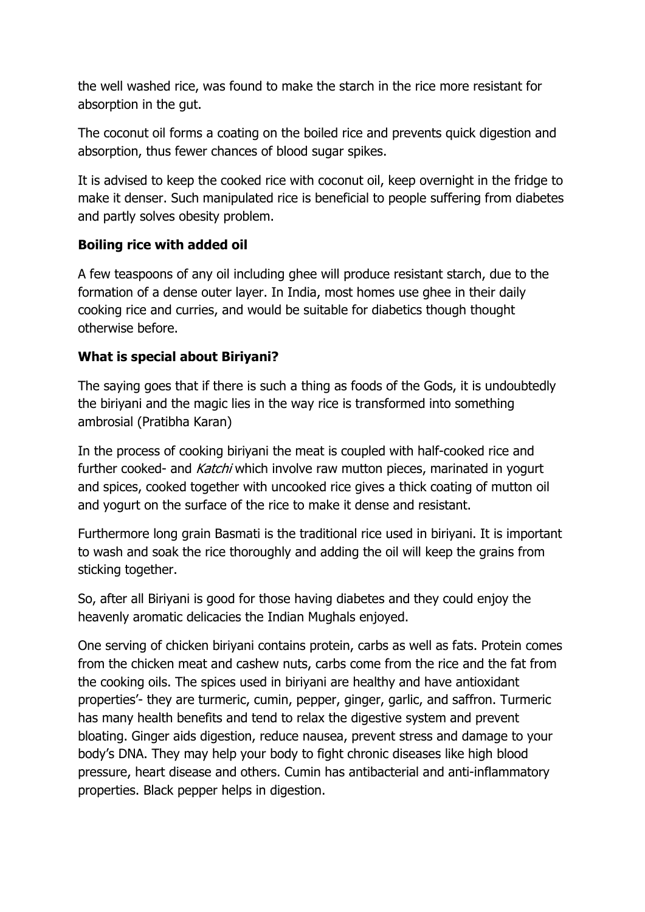the well washed rice, was found to make the starch in the rice more resistant for absorption in the gut.

The coconut oil forms a coating on the boiled rice and prevents quick digestion and absorption, thus fewer chances of blood sugar spikes.

It is advised to keep the cooked rice with coconut oil, keep overnight in the fridge to make it denser. Such manipulated rice is beneficial to people suffering from diabetes and partly solves obesity problem.

**Boiling rice with added oil**

A few teaspoons of any oil including ghee will produce resistant starch, due to the formation of a dense outer layer. In India, most homes use ghee in their daily cooking rice and curries, and would be suitable for diabetics though thought otherwise before.

**What is special about Biriyani?**

The saying goes that if there is such a thing as foods of the Gods, it is undoubtedly the biriyani and the magic lies in the way rice is transformed into something ambrosial (Pratibha Karan)

In the process of cooking biriyani the meat is coupled with half-cooked rice and further cooked- and *Katchi* which involve raw mutton pieces, marinated in yogurt and spices, cooked together with uncooked rice gives a thick coating of mutton oil and yogurt on the surface of the rice to make it dense and resistant.

Furthermore long grain Basmati is the traditional rice used in biriyani. It is important to wash and soak the rice thoroughly and adding the oil will keep the grains from sticking together.

So, after all Biriyani is good for those having diabetes and they could enjoy the heavenly aromatic delicacies the Indian Mughals enjoyed.

One serving of chicken biriyani contains protein, carbs as well as fats. Protein comes from the chicken meat and cashew nuts, carbs come from the rice and the fat from the cooking oils. The spices used in biriyani are healthy and have antioxidant properties'- they are turmeric, cumin, pepper, ginger, garlic, and saffron. Turmeric has many health benefits and tend to relax the digestive system and prevent bloating. Ginger aids digestion, reduce nausea, prevent stress and damage to your body's DNA. They may help your body to fight chronic diseases like high blood pressure, heart disease and others. Cumin has antibacterial and anti-inflammatory properties. Black pepper helps in digestion.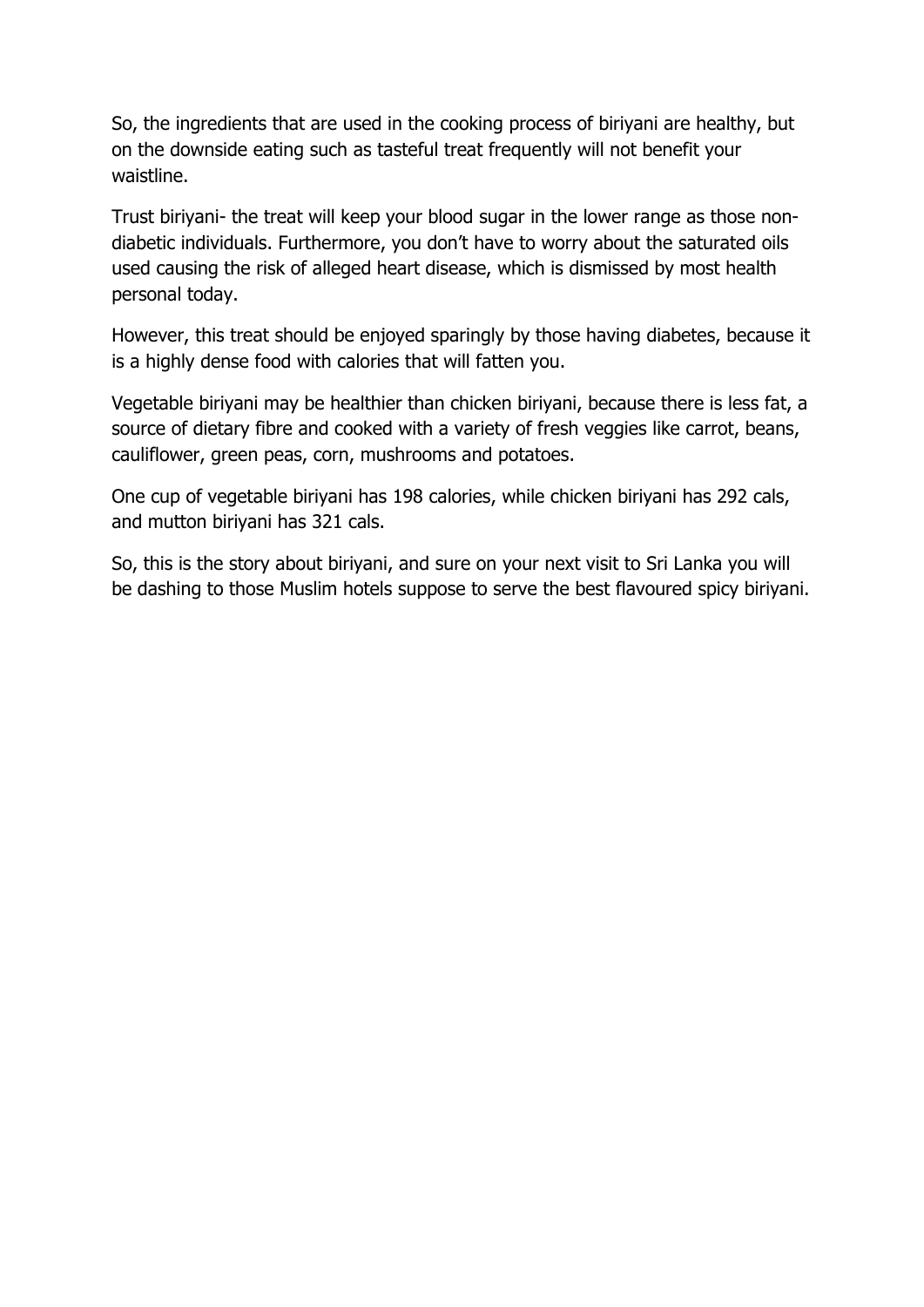So, the ingredients that are used in the cooking process of biriyani are healthy, but on the downside eating such as tasteful treat frequently will not benefit your waistline.

Trust biriyani- the treat will keep your blood sugar in the lower range as those non-diabetic individuals. Furthermore, you don't have to worry about the saturated oils used causing the risk of alleged heart disease, which is dismissed by most health personal today.

However, this treat should be enjoyed sparingly by those having diabetes, because it is a highly dense food with calories that will fatten you.

Vegetable biriyani may be healthier than chicken biriyani, because there is less fat, a source of dietary fibre and cooked with a variety of fresh veggies like carrot, beans, cauliflower, green peas, corn, mushrooms and potatoes.

One cup of vegetable biriyani has 198 calories, while chicken biriyani has 292 cals, and mutton biriyani has 321 cals.

So, this is the story about biriyani, and sure on your next visit to Sri Lanka you will be dashing to those Muslim hotels suppose to serve the best flavoured spicy biriyani.